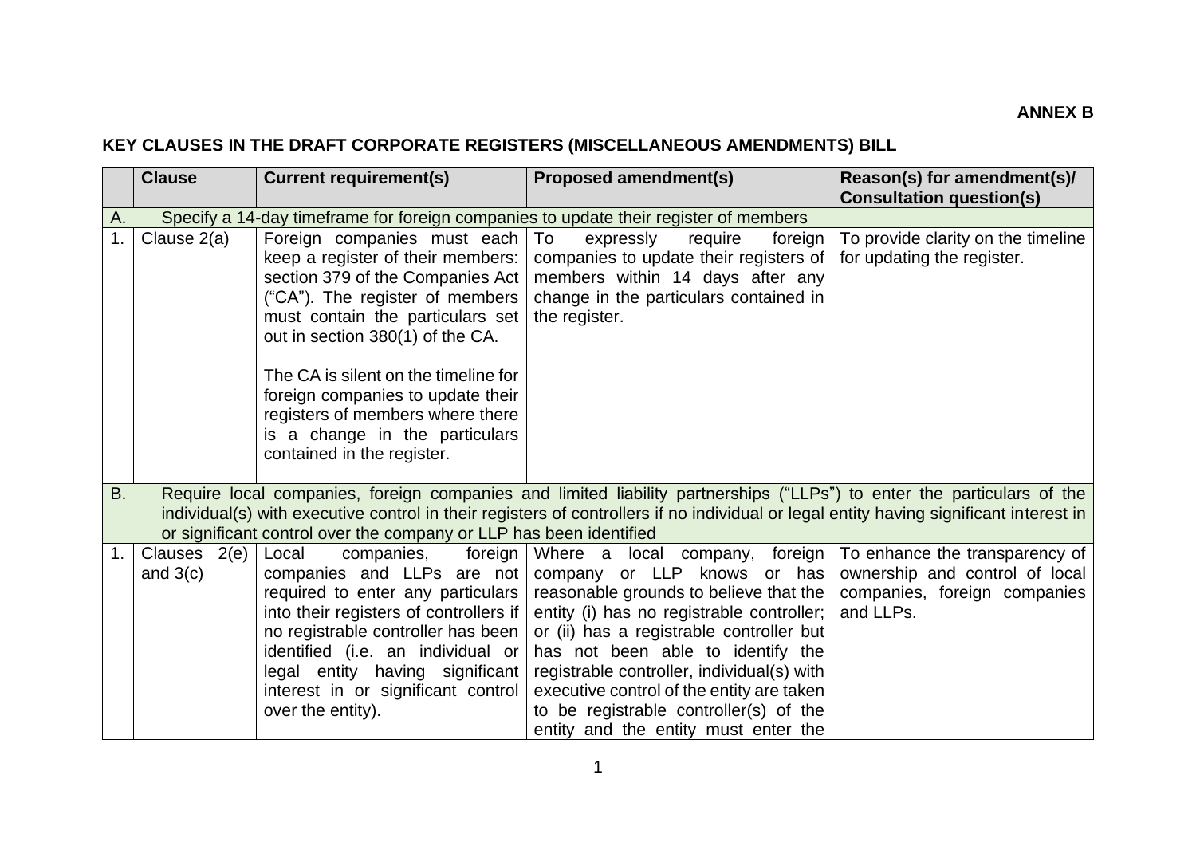**ANNEX B**

**KEY CLAUSES IN THE DRAFT CORPORATE REGISTERS (MISCELLANEOUS AMENDMENTS) BILL**

| | Clause | Current requirement(s) | Proposed amendment(s) | Reason(s) for amendment(s)/ Consultation question(s) |
|---|---|---|---|---|
| A. | Specify a 14-day timeframe for foreign companies to update their register of members | | | |
| 1. | Clause 2(a) | Foreign companies must each keep a register of their members: section 379 of the Companies Act ("CA"). The register of members must contain the particulars set out in section 380(1) of the CA.<br><br>The CA is silent on the timeline for foreign companies to update their registers of members where there is a change in the particulars contained in the register. | To expressly require foreign companies to update their registers of members within 14 days after any change in the particulars contained in the register. | To provide clarity on the timeline for updating the register. |
| B. | Require local companies, foreign companies and limited liability partnerships ("LLPs") to enter the particulars of the individual(s) with executive control in their registers of controllers if no individual or legal entity having significant interest in or significant control over the company or LLP has been identified | | | |
| 1. | Clauses 2(e) and 3(c) | Local companies, foreign companies and LLPs are not required to enter any particulars into their registers of controllers if no registrable controller has been identified (i.e. an individual or legal entity having significant interest in or significant control over the entity). | Where a local company, foreign company or LLP knows or has reasonable grounds to believe that the entity (i) has no registrable controller; or (ii) has a registrable controller but has not been able to identify the registrable controller, individual(s) with executive control of the entity are taken to be registrable controller(s) of the entity and the entity must enter the | To enhance the transparency of ownership and control of local companies, foreign companies and LLPs. |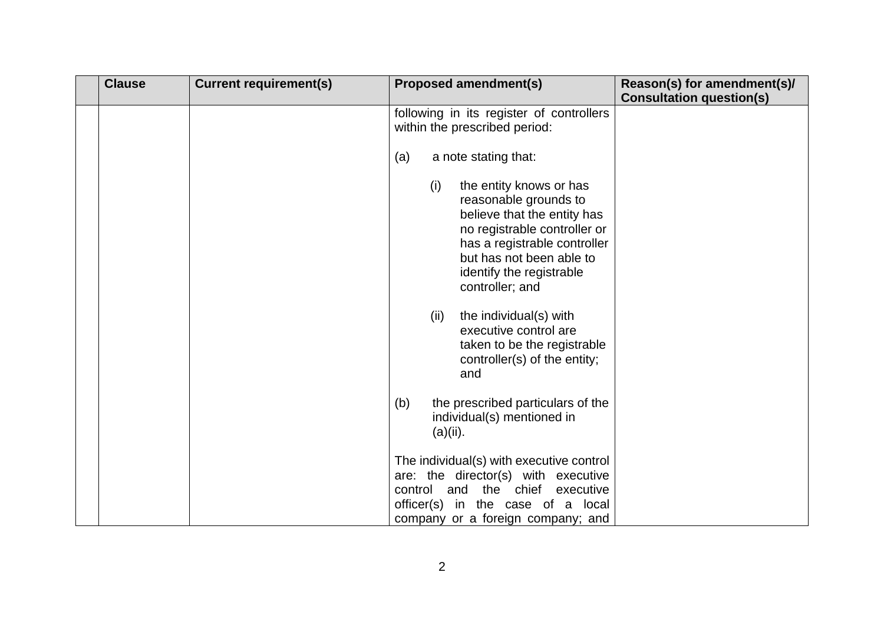| | Clause | Current requirement(s) | Proposed amendment(s) | Reason(s) for amendment(s)/ Consultation question(s) |
|---|---|---|---|---|
| | | | following in its register of controllers within the prescribed period:<br><br>(a) a note stating that:<br><br>(i) the entity knows or has reasonable grounds to believe that the entity has no registrable controller or has a registrable controller but has not been able to identify the registrable controller; and<br><br>(ii) the individual(s) with executive control are taken to be the registrable controller(s) of the entity; and<br><br>(b) the prescribed particulars of the individual(s) mentioned in (a)(ii).<br><br>The individual(s) with executive control are: the director(s) with executive control and the chief executive officer(s) in the case of a local company or a foreign company; and | |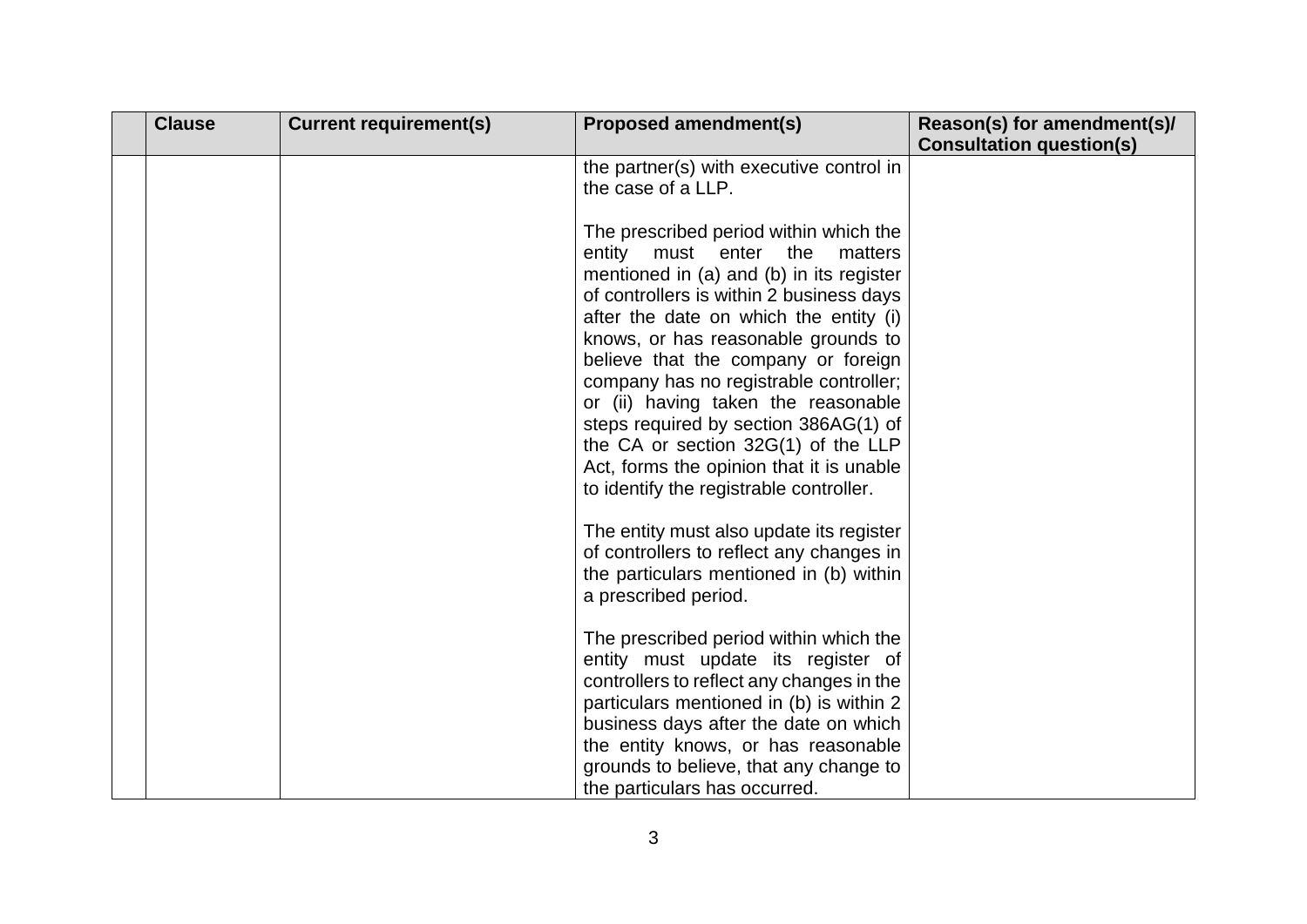| | Clause | Current requirement(s) | Proposed amendment(s) | Reason(s) for amendment(s)/ Consultation question(s) |
|---|---|---|---|---|
| | | | the partner(s) with executive control in the case of a LLP.<br><br>The prescribed period within which the entity must enter the matters mentioned in (a) and (b) in its register of controllers is within 2 business days after the date on which the entity (i) knows, or has reasonable grounds to believe that the company or foreign company has no registrable controller; or (ii) having taken the reasonable steps required by section 386AG(1) of the CA or section 32G(1) of the LLP Act, forms the opinion that it is unable to identify the registrable controller.<br><br>The entity must also update its register of controllers to reflect any changes in the particulars mentioned in (b) within a prescribed period.<br><br>The prescribed period within which the entity must update its register of controllers to reflect any changes in the particulars mentioned in (b) is within 2 business days after the date on which the entity knows, or has reasonable grounds to believe, that any change to the particulars has occurred. | |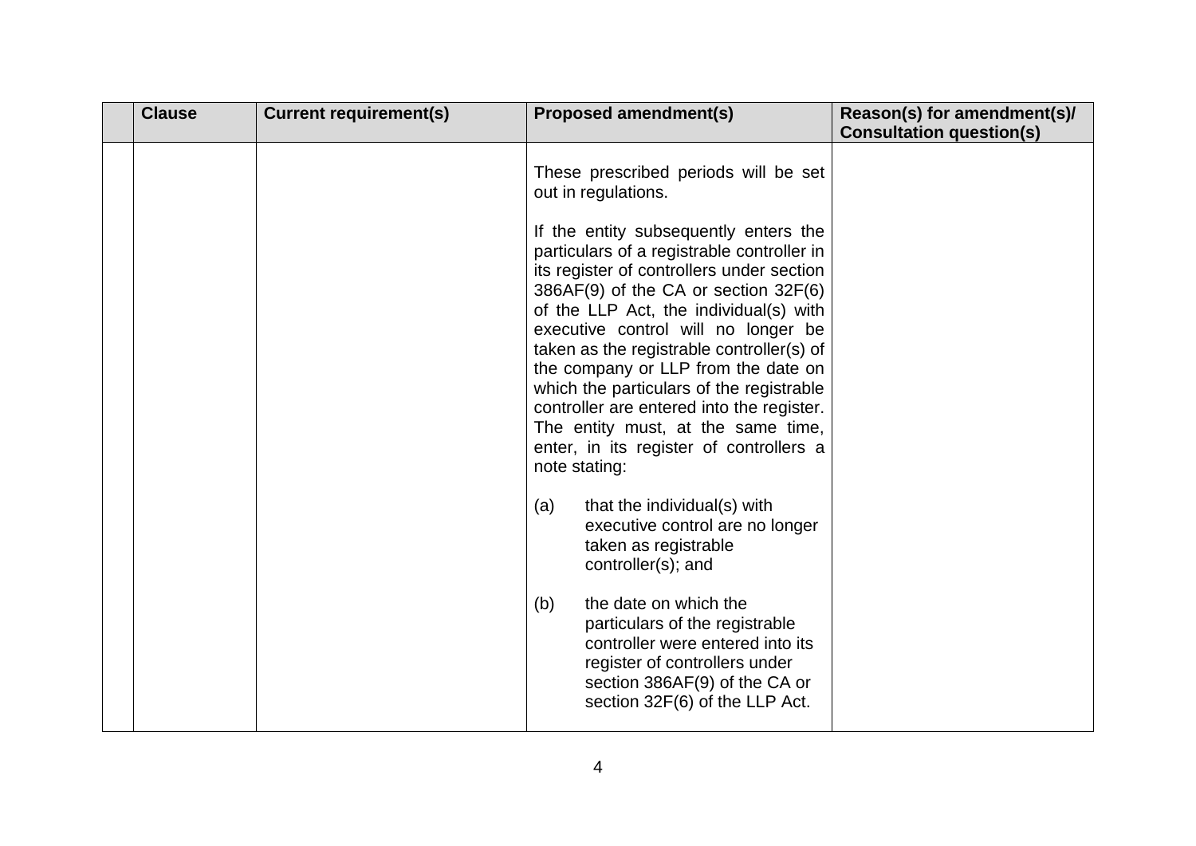| | Clause | Current requirement(s) | Proposed amendment(s) | Reason(s) for amendment(s)/ Consultation question(s) |
|---|---|---|---|---|
| | | | These prescribed periods will be set out in regulations.<br><br>If the entity subsequently enters the particulars of a registrable controller in its register of controllers under section 386AF(9) of the CA or section 32F(6) of the LLP Act, the individual(s) with executive control will no longer be taken as the registrable controller(s) of the company or LLP from the date on which the particulars of the registrable controller are entered into the register. The entity must, at the same time, enter, in its register of controllers a note stating:<br><br>(a) that the individual(s) with executive control are no longer taken as registrable controller(s); and<br><br>(b) the date on which the particulars of the registrable controller were entered into its register of controllers under section 386AF(9) of the CA or section 32F(6) of the LLP Act. | |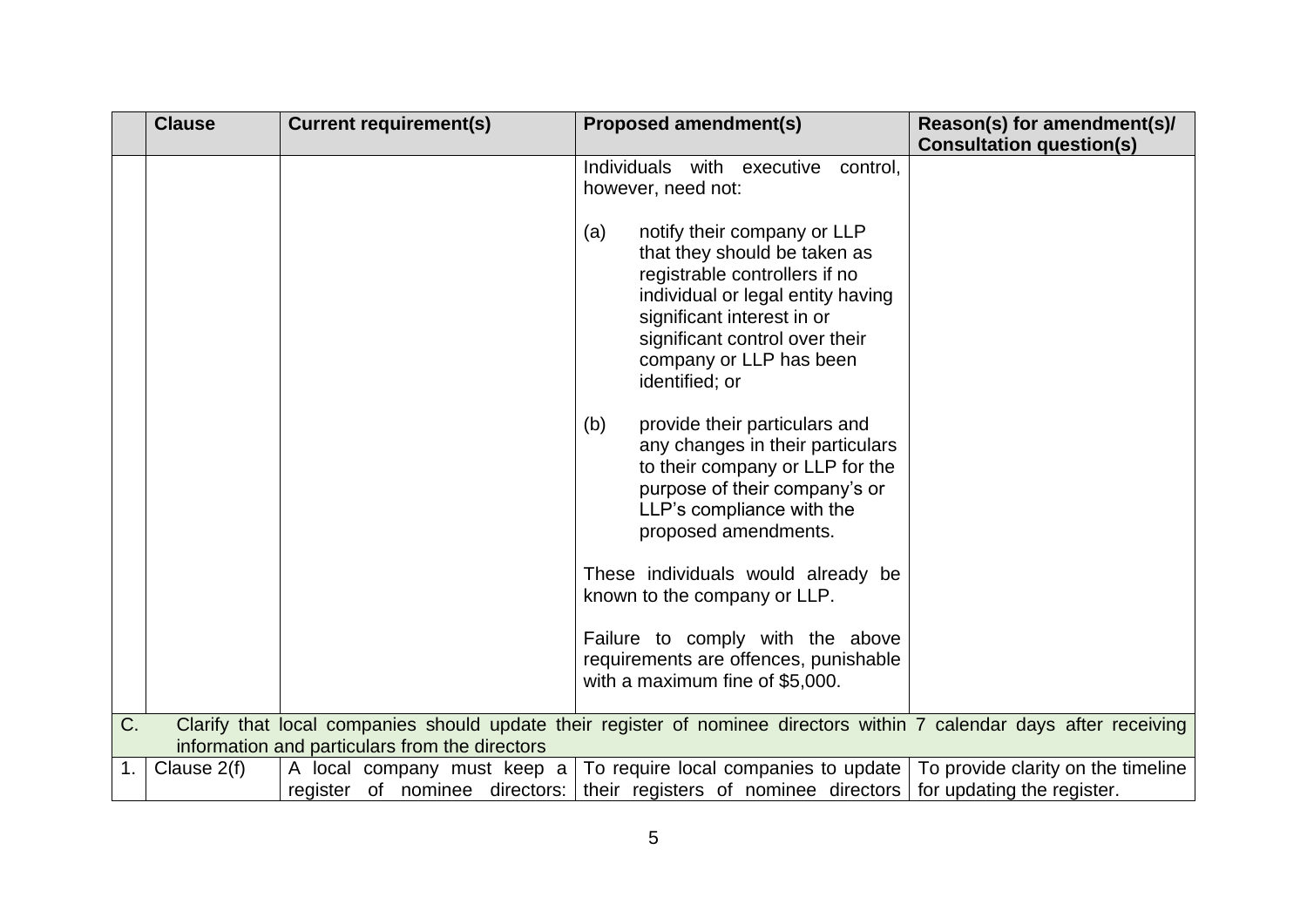| | Clause | Current requirement(s) | Proposed amendment(s) | Reason(s) for amendment(s)/ Consultation question(s) |
|---|---|---|---|---|
| | | | Individuals with executive control, however, need not:<br><br>(a) notify their company or LLP that they should be taken as registrable controllers if no individual or legal entity having significant interest in or significant control over their company or LLP has been identified; or<br><br>(b) provide their particulars and any changes in their particulars to their company or LLP for the purpose of their company's or LLP's compliance with the proposed amendments.<br><br>These individuals would already be known to the company or LLP.<br><br>Failure to comply with the above requirements are offences, punishable with a maximum fine of $5,000. | |
| C. | Clarify that local companies should update their register of nominee directors within 7 calendar days after receiving information and particulars from the directors | | | |
| 1. | Clause 2(f) | A local company must keep a register of nominee directors: | To require local companies to update their registers of nominee directors | To provide clarity on the timeline for updating the register. |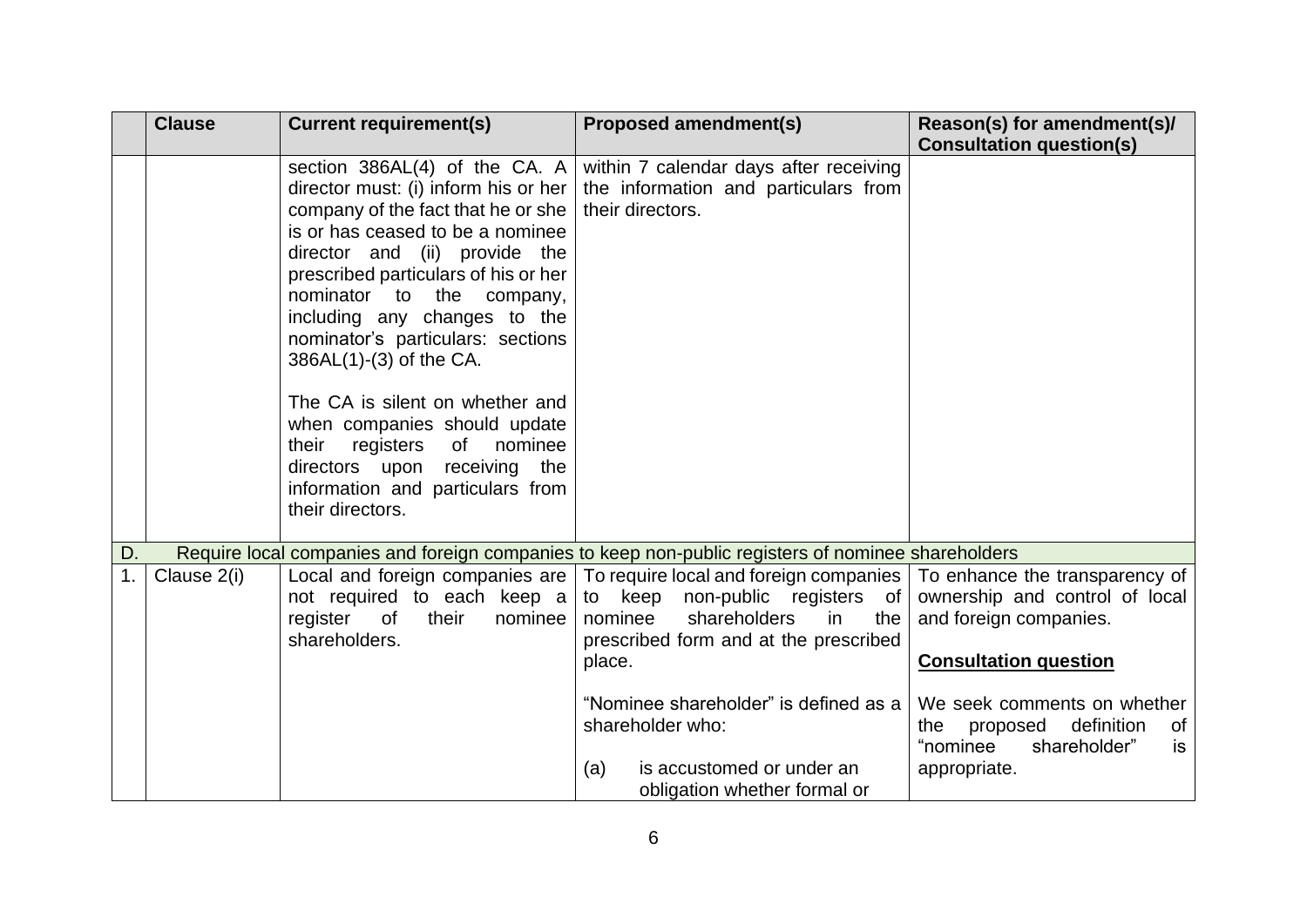|  | Clause | Current requirement(s) | Proposed amendment(s) | Reason(s) for amendment(s)/ Consultation question(s) |
|---|---|---|---|---|
|  |  | section 386AL(4) of the CA. A director must: (i) inform his or her company of the fact that he or she is or has ceased to be a nominee director and (ii) provide the prescribed particulars of his or her nominator to the company, including any changes to the nominator's particulars: sections 386AL(1)-(3) of the CA.<br><br>The CA is silent on whether and when companies should update their registers of nominee directors upon receiving the information and particulars from their directors. | within 7 calendar days after receiving the information and particulars from their directors. |  |
| D. | Require local companies and foreign companies to keep non-public registers of nominee shareholders |  |  |  |
| 1. | Clause 2(i) | Local and foreign companies are not required to each keep a register of their nominee shareholders. | To require local and foreign companies to keep non-public registers of nominee shareholders in the prescribed form and at the prescribed place.<br><br>"Nominee shareholder" is defined as a shareholder who:<br><br>(a) is accustomed or under an obligation whether formal or | To enhance the transparency of ownership and control of local and foreign companies.<br><br>**Consultation question**<br><br>We seek comments on whether the proposed definition of "nominee shareholder" is appropriate. |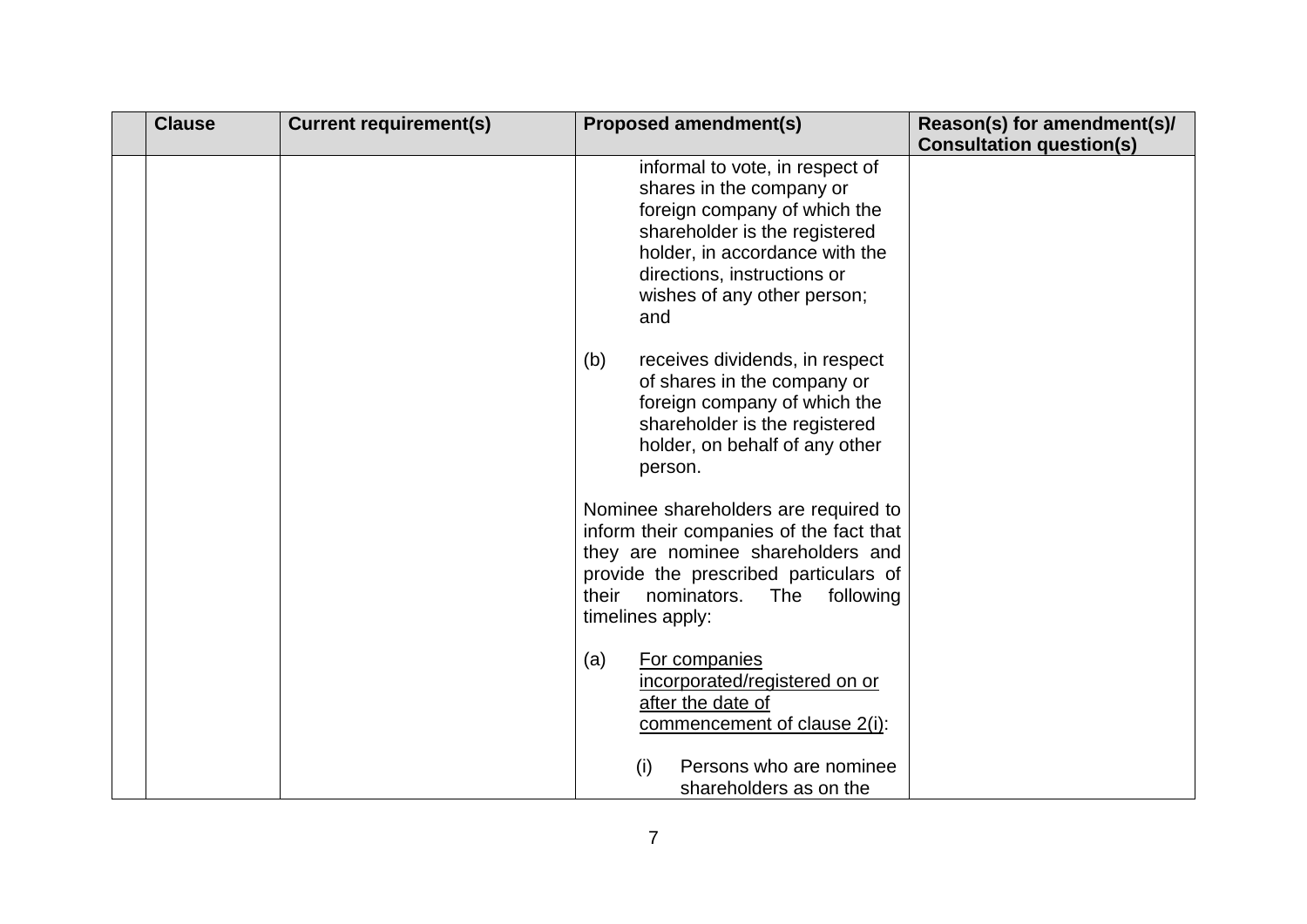| | Clause | Current requirement(s) | Proposed amendment(s) | Reason(s) for amendment(s)/ Consultation question(s) |
|---|---|---|---|---|
| | | | informal to vote, in respect of shares in the company or foreign company of which the shareholder is the registered holder, in accordance with the directions, instructions or wishes of any other person; and<br><br>(b) receives dividends, in respect of shares in the company or foreign company of which the shareholder is the registered holder, on behalf of any other person.<br><br>Nominee shareholders are required to inform their companies of the fact that they are nominee shareholders and provide the prescribed particulars of their nominators. The following timelines apply:<br><br>(a) <u>For companies incorporated/registered on or after the date of commencement of clause 2(i)</u>:<br><br>(i) Persons who are nominee shareholders as on the | |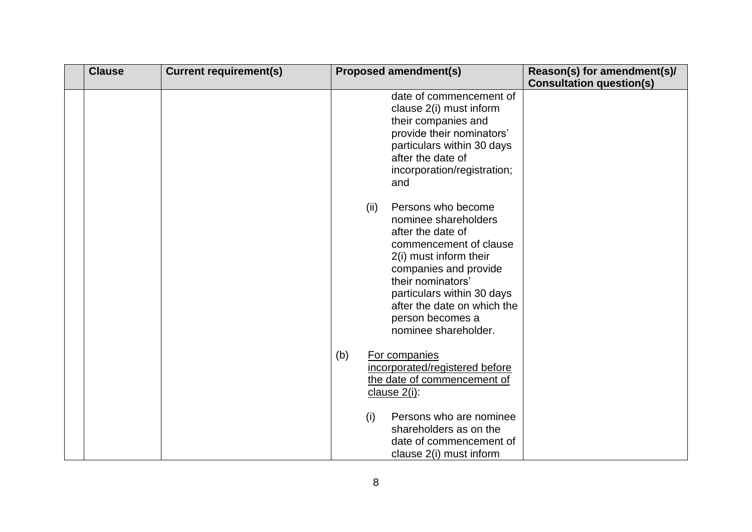| | Clause | Current requirement(s) | Proposed amendment(s) | Reason(s) for amendment(s)/ Consultation question(s) |
|---|---|---|---|---|
| | | | date of commencement of clause 2(i) must inform their companies and provide their nominators' particulars within 30 days after the date of incorporation/registration; and<br><br>(ii) Persons who become nominee shareholders after the date of commencement of clause 2(i) must inform their companies and provide their nominators' particulars within 30 days after the date on which the person becomes a nominee shareholder.<br><br>(b) <u>For companies incorporated/registered before the date of commencement of clause 2(i)</u>:<br><br>(i) Persons who are nominee shareholders as on the date of commencement of clause 2(i) must inform | |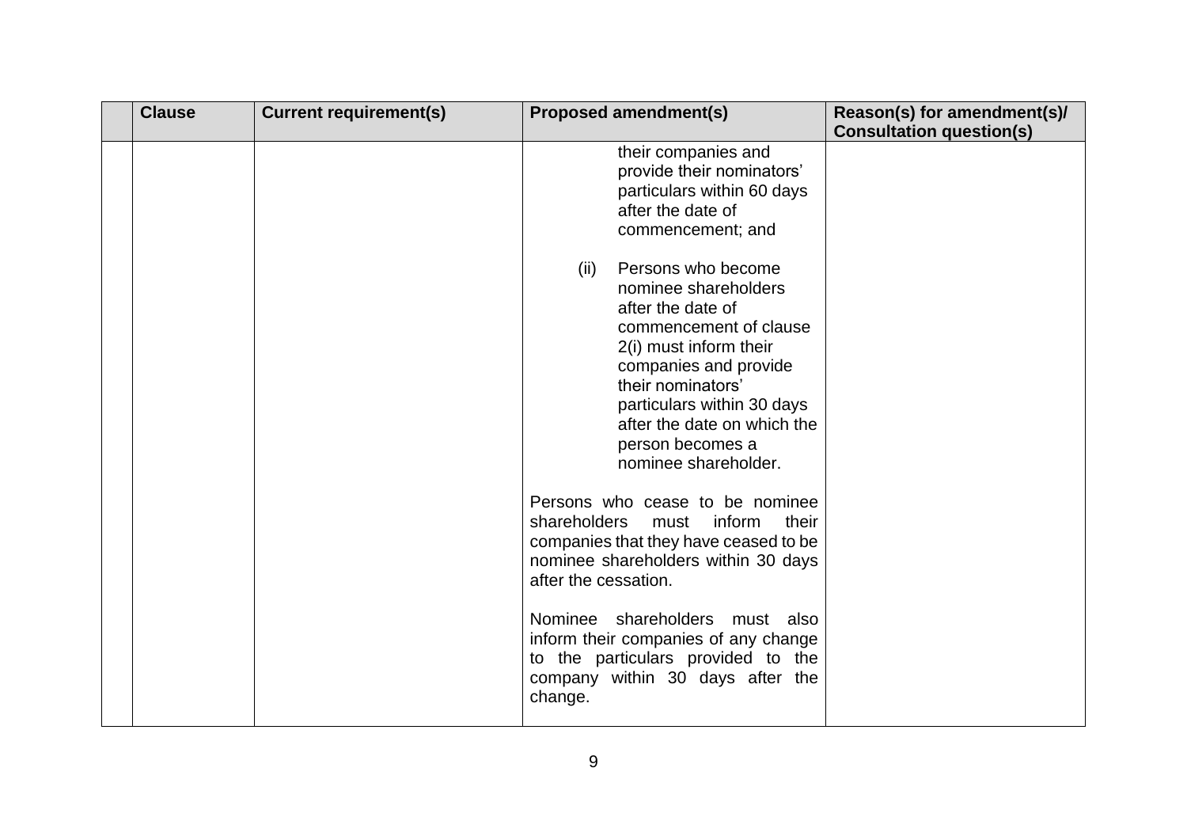| | Clause | Current requirement(s) | Proposed amendment(s) | Reason(s) for amendment(s)/ Consultation question(s) |
|---|---|---|---|---|
| | | | their companies and provide their nominators' particulars within 60 days after the date of commencement; and<br><br>(ii) Persons who become nominee shareholders after the date of commencement of clause 2(i) must inform their companies and provide their nominators' particulars within 30 days after the date on which the person becomes a nominee shareholder.<br><br>Persons who cease to be nominee shareholders must inform their companies that they have ceased to be nominee shareholders within 30 days after the cessation.<br><br>Nominee shareholders must also inform their companies of any change to the particulars provided to the company within 30 days after the change. | |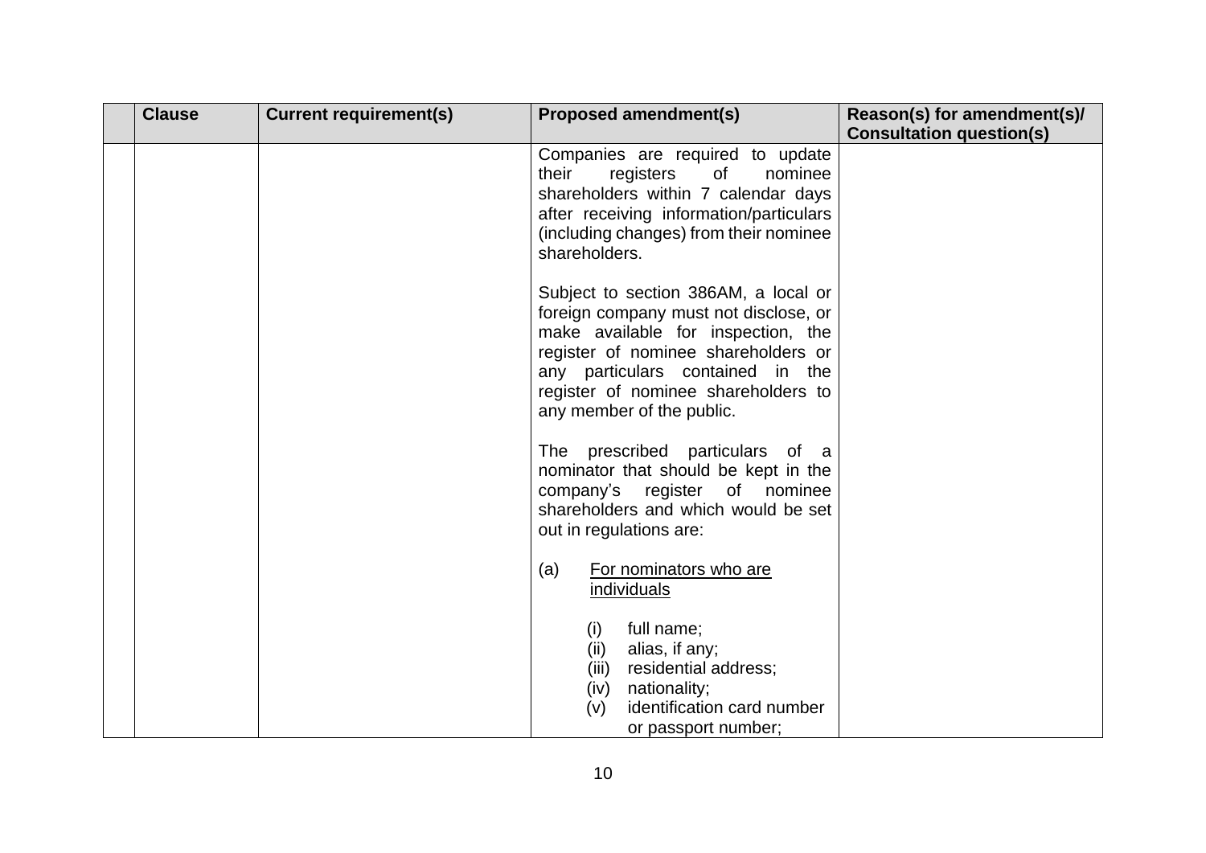| | Clause | Current requirement(s) | Proposed amendment(s) | Reason(s) for amendment(s)/ Consultation question(s) |
|---|---|---|---|---|
| | | | Companies are required to update their registers of nominee shareholders within 7 calendar days after receiving information/particulars (including changes) from their nominee shareholders.<br><br>Subject to section 386AM, a local or foreign company must not disclose, or make available for inspection, the register of nominee shareholders or any particulars contained in the register of nominee shareholders to any member of the public.<br><br>The prescribed particulars of a nominator that should be kept in the company's register of nominee shareholders and which would be set out in regulations are:<br><br>(a) For nominators who are individuals<br><br>(i) full name;<br>(ii) alias, if any;<br>(iii) residential address;<br>(iv) nationality;<br>(v) identification card number or passport number; | |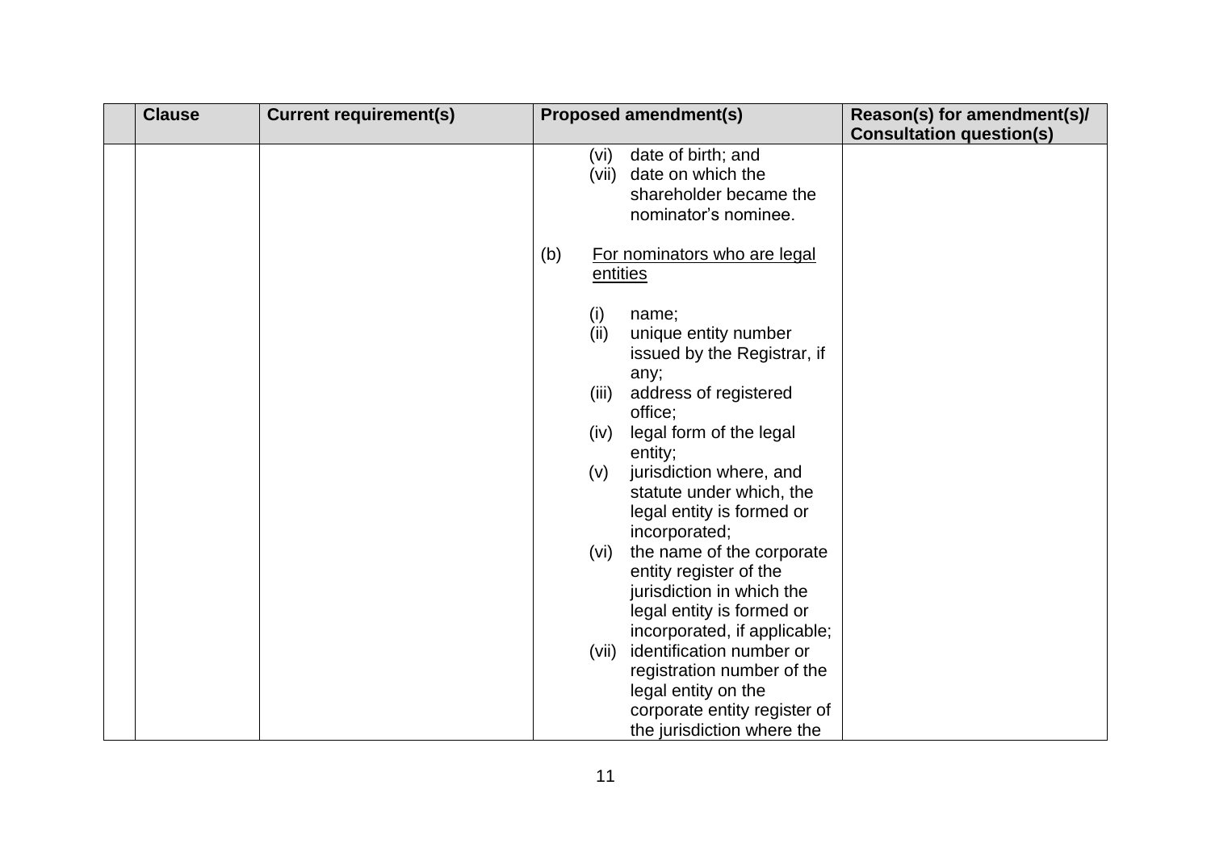| | Clause | Current requirement(s) | Proposed amendment(s) | Reason(s) for amendment(s)/ Consultation question(s) |
|---|---|---|---|---|
| | | | (vi) date of birth; and<br>(vii) date on which the shareholder became the nominator's nominee.<br><br>(b) <u>For nominators who are legal entities</u><br><br>(i) name;<br>(ii) unique entity number issued by the Registrar, if any;<br>(iii) address of registered office;<br>(iv) legal form of the legal entity;<br>(v) jurisdiction where, and statute under which, the legal entity is formed or incorporated;<br>(vi) the name of the corporate entity register of the jurisdiction in which the legal entity is formed or incorporated, if applicable;<br>(vii) identification number or registration number of the legal entity on the corporate entity register of the jurisdiction where the | |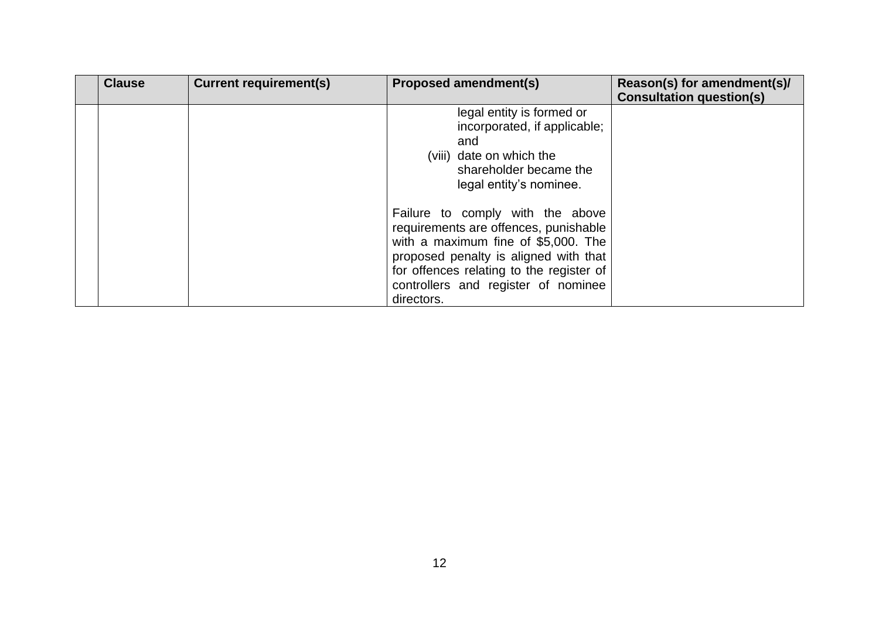| | Clause | Current requirement(s) | Proposed amendment(s) | Reason(s) for amendment(s)/ Consultation question(s) |
|---|---|---|---|---|
| | | | legal entity is formed or incorporated, if applicable; and<br>(viii) date on which the shareholder became the legal entity's nominee.<br><br>Failure to comply with the above requirements are offences, punishable with a maximum fine of $5,000. The proposed penalty is aligned with that for offences relating to the register of controllers and register of nominee directors. | |